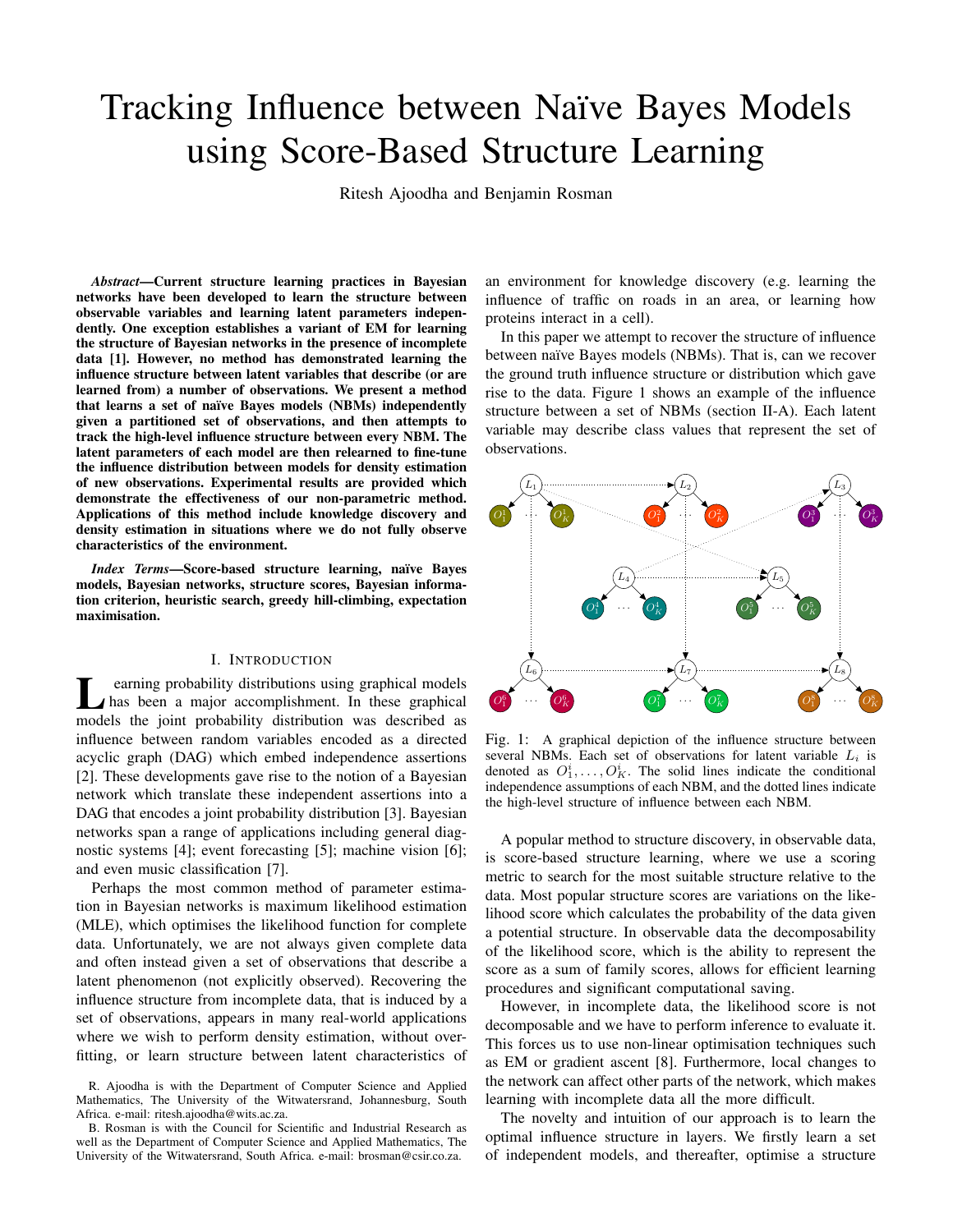# Tracking Influence between Naïve Bayes Models using Score-Based Structure Learning

Ritesh Ajoodha and Benjamin Rosman

***Abstract*—Current structure learning practices in Bayesian networks have been developed to learn the structure between observable variables and learning latent parameters independently. One exception establishes a variant of EM for learning the structure of Bayesian networks in the presence of incomplete data [1]. However, no method has demonstrated learning the influence structure between latent variables that describe (or are learned from) a number of observations. We present a method that learns a set of naïve Bayes models (NBMs) independently given a partitioned set of observations, and then attempts to track the high-level influence structure between every NBM. The latent parameters of each model are then relearned to fine-tune the influence distribution between models for density estimation of new observations. Experimental results are provided which demonstrate the effectiveness of our non-parametric method. Applications of this method include knowledge discovery and density estimation in situations where we do not fully observe characteristics of the environment.**

***Index Terms*—Score-based structure learning, naïve Bayes models, Bayesian networks, structure scores, Bayesian information criterion, heuristic search, greedy hill-climbing, expectation maximisation.**

## I. Introduction

Learning probability distributions using graphical models has been a major accomplishment. In these graphical models the joint probability distribution was described as influence between random variables encoded as a directed acyclic graph (DAG) which embed independence assertions [2]. These developments gave rise to the notion of a Bayesian network which translate these independent assertions into a DAG that encodes a joint probability distribution [3]. Bayesian networks span a range of applications including general diagnostic systems [4]; event forecasting [5]; machine vision [6]; and even music classification [7].

Perhaps the most common method of parameter estimation in Bayesian networks is maximum likelihood estimation (MLE), which optimises the likelihood function for complete data. Unfortunately, we are not always given complete data and often instead given a set of observations that describe a latent phenomenon (not explicitly observed). Recovering the influence structure from incomplete data, that is induced by a set of observations, appears in many real-world applications where we wish to perform density estimation, without over-fitting, or learn structure between latent characteristics of an environment for knowledge discovery (e.g. learning the influence of traffic on roads in an area, or learning how proteins interact in a cell).

R. Ajoodha is with the Department of Computer Science and Applied Mathematics, The University of the Witwatersrand, Johannesburg, South Africa. e-mail: ritesh.ajoodha@wits.ac.za.

B. Rosman is with the Council for Scientific and Industrial Research as well as the Department of Computer Science and Applied Mathematics, The University of the Witwatersrand, South Africa. e-mail: brosman@csir.co.za.

In this paper we attempt to recover the structure of influence between naïve Bayes models (NBMs). That is, can we recover the ground truth influence structure or distribution which gave rise to the data. Figure 1 shows an example of the influence structure between a set of NBMs (section II-A). Each latent variable may describe class values that represent the set of observations.

Fig. 1: A graphical depiction of the influence structure between several NBMs. Each set of observations for latent variable $L_i$ is denoted as $O_1^i, \ldots, O_K^i$. The solid lines indicate the conditional independence assumptions of each NBM, and the dotted lines indicate the high-level structure of influence between each NBM.

A popular method to structure discovery, in observable data, is score-based structure learning, where we use a scoring metric to search for the most suitable structure relative to the data. Most popular structure scores are variations on the likelihood score which calculates the probability of the data given a potential structure. In observable data the decomposability of the likelihood score, which is the ability to represent the score as a sum of family scores, allows for efficient learning procedures and significant computational saving.

However, in incomplete data, the likelihood score is not decomposable and we have to perform inference to evaluate it. This forces us to use non-linear optimisation techniques such as EM or gradient ascent [8]. Furthermore, local changes to the network can affect other parts of the network, which makes learning with incomplete data all the more difficult.

The novelty and intuition of our approach is to learn the optimal influence structure in layers. We firstly learn a set of independent models, and thereafter, optimise a structure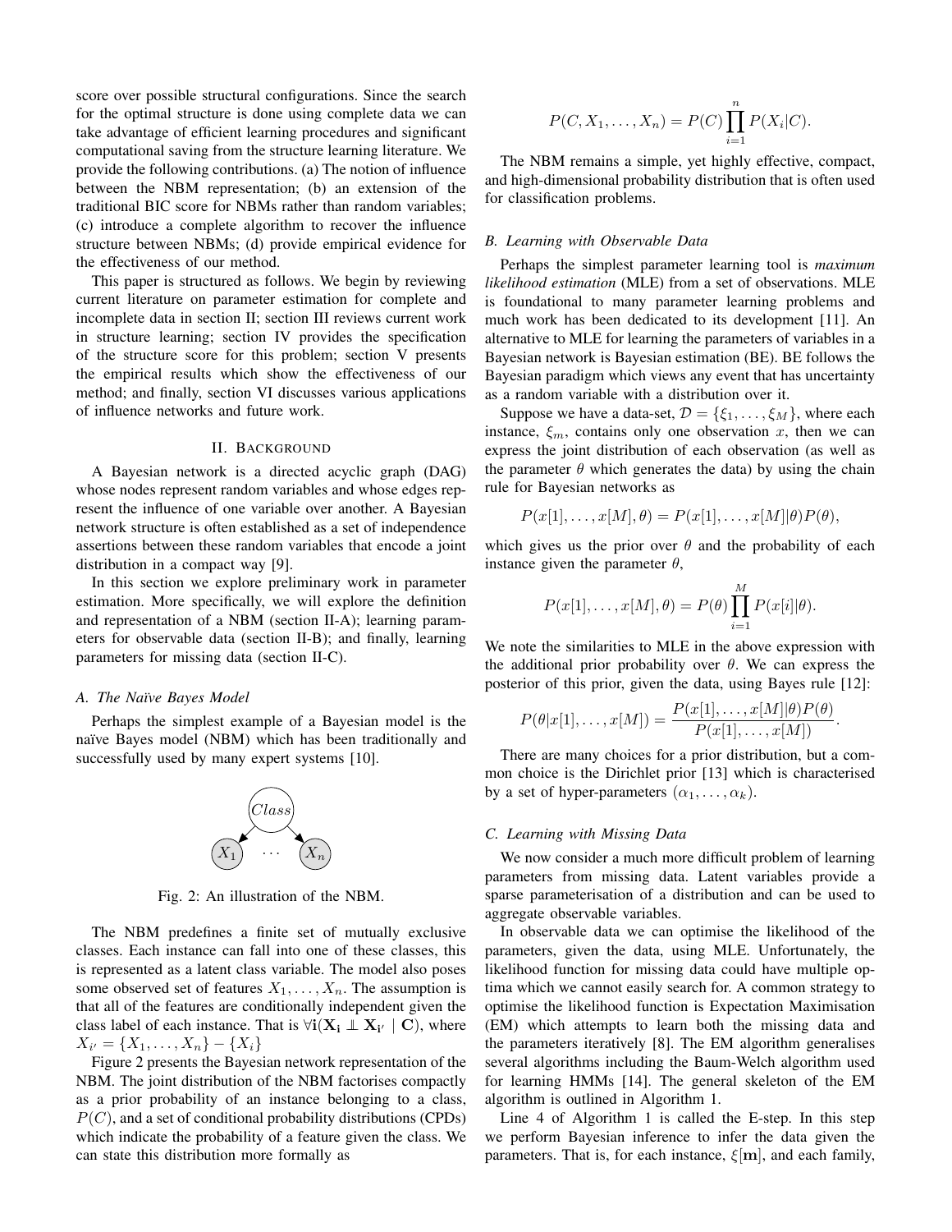score over possible structural configurations. Since the search for the optimal structure is done using complete data we can take advantage of efficient learning procedures and significant computational saving from the structure learning literature. We provide the following contributions. (a) The notion of influence between the NBM representation; (b) an extension of the traditional BIC score for NBMs rather than random variables; (c) introduce a complete algorithm to recover the influence structure between NBMs; (d) provide empirical evidence for the effectiveness of our method.

This paper is structured as follows. We begin by reviewing current literature on parameter estimation for complete and incomplete data in section II; section III reviews current work in structure learning; section IV provides the specification of the structure score for this problem; section V presents the empirical results which show the effectiveness of our method; and finally, section VI discusses various applications of influence networks and future work.

## II. Background

A Bayesian network is a directed acyclic graph (DAG) whose nodes represent random variables and whose edges represent the influence of one variable over another. A Bayesian network structure is often established as a set of independence assertions between these random variables that encode a joint distribution in a compact way [9].

In this section we explore preliminary work in parameter estimation. More specifically, we will explore the definition and representation of a NBM (section II-A); learning parameters for observable data (section II-B); and finally, learning parameters for missing data (section II-C).

### A. The Naïve Bayes Model

Perhaps the simplest example of a Bayesian model is the naïve Bayes model (NBM) which has been traditionally and successfully used by many expert systems [10].

Fig. 2: An illustration of the NBM.

The NBM predefines a finite set of mutually exclusive classes. Each instance can fall into one of these classes, this is represented as a latent class variable. The model also poses some observed set of features $X_1, \ldots, X_n$. The assumption is that all of the features are conditionally independent given the class label of each instance. That is $\forall \mathbf{i}(\mathbf{X_i} \perp\!\!\!\perp \mathbf{X_{i'}} \mid \mathbf{C})$, where $X_{i'} = \{X_1, \ldots, X_n\} - \{X_i\}$

Figure 2 presents the Bayesian network representation of the NBM. The joint distribution of the NBM factorises compactly as a prior probability of an instance belonging to a class, $P(C)$, and a set of conditional probability distributions (CPDs) which indicate the probability of a feature given the class. We can state this distribution more formally as

$$P(C, X_1, \ldots, X_n) = P(C) \prod_{i=1}^{n} P(X_i | C).$$

The NBM remains a simple, yet highly effective, compact, and high-dimensional probability distribution that is often used for classification problems.

### B. Learning with Observable Data

Perhaps the simplest parameter learning tool is *maximum likelihood estimation* (MLE) from a set of observations. MLE is foundational to many parameter learning problems and much work has been dedicated to its development [11]. An alternative to MLE for learning the parameters of variables in a Bayesian network is Bayesian estimation (BE). BE follows the Bayesian paradigm which views any event that has uncertainty as a random variable with a distribution over it.

Suppose we have a data-set, $\mathcal{D} = \{\xi_1, \ldots, \xi_M\}$, where each instance, $\xi_m$, contains only one observation $x$, then we can express the joint distribution of each observation (as well as the parameter $\theta$ which generates the data) by using the chain rule for Bayesian networks as

$$P(x[1], \ldots, x[M], \theta) = P(x[1], \ldots, x[M] | \theta) P(\theta),$$

which gives us the prior over $\theta$ and the probability of each instance given the parameter $\theta$,

$$P(x[1], \ldots, x[M], \theta) = P(\theta) \prod_{i=1}^{M} P(x[i] | \theta).$$

We note the similarities to MLE in the above expression with the additional prior probability over $\theta$. We can express the posterior of this prior, given the data, using Bayes rule [12]:

$$P(\theta | x[1], \ldots, x[M]) = \frac{P(x[1], \ldots, x[M] | \theta) P(\theta)}{P(x[1], \ldots, x[M])}.$$

There are many choices for a prior distribution, but a common choice is the Dirichlet prior [13] which is characterised by a set of hyper-parameters $(\alpha_1, \ldots, \alpha_k)$.

### C. Learning with Missing Data

We now consider a much more difficult problem of learning parameters from missing data. Latent variables provide a sparse parameterisation of a distribution and can be used to aggregate observable variables.

In observable data we can optimise the likelihood of the parameters, given the data, using MLE. Unfortunately, the likelihood function for missing data could have multiple optima which we cannot easily search for. A common strategy to optimise the likelihood function is Expectation Maximisation (EM) which attempts to learn both the missing data and the parameters iteratively [8]. The EM algorithm generalises several algorithms including the Baum-Welch algorithm used for learning HMMs [14]. The general skeleton of the EM algorithm is outlined in Algorithm 1.

Line 4 of Algorithm 1 is called the E-step. In this step we perform Bayesian inference to infer the data given the parameters. That is, for each instance, $\xi[\mathbf{m}]$, and each family,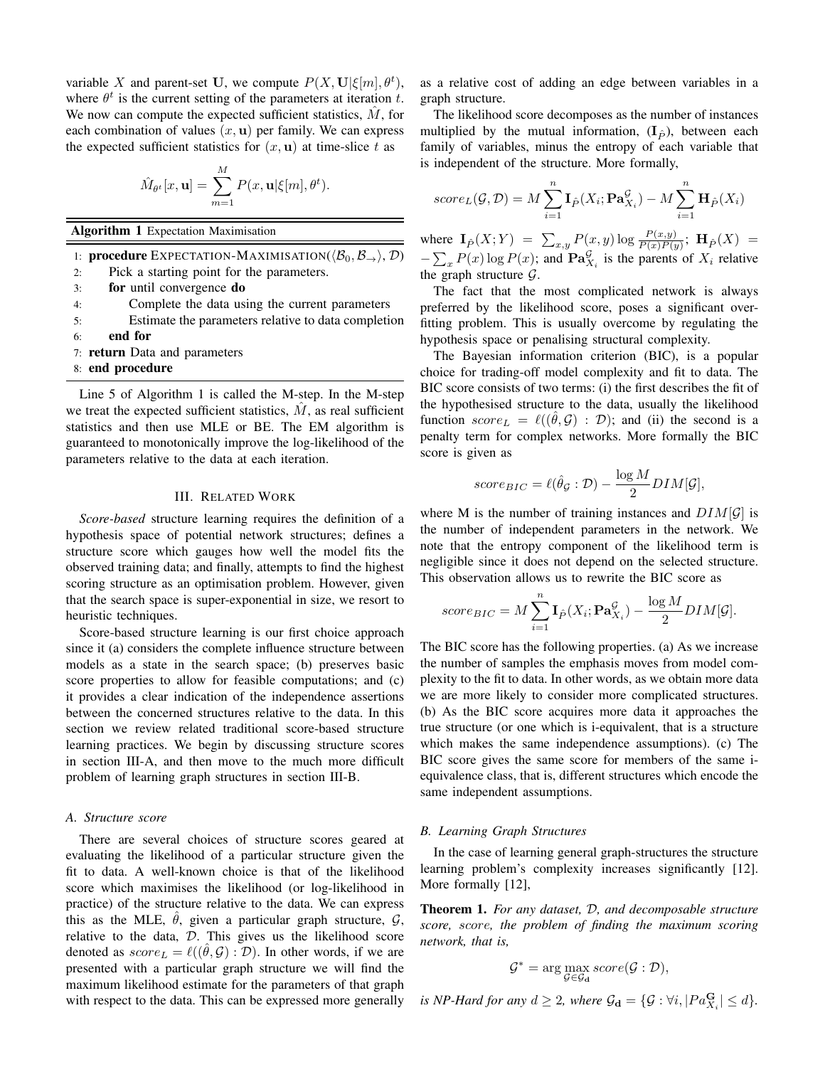variable $X$ and parent-set $\mathbf{U}$, we compute $P(X, \mathbf{U}|\xi[m], \theta^t)$, where $\theta^t$ is the current setting of the parameters at iteration $t$. We now can compute the expected sufficient statistics, $\hat{M}$, for each combination of values $(x, \mathbf{u})$ per family. We can express the expected sufficient statistics for $(x, \mathbf{u})$ at time-slice $t$ as

$$\hat{M}_{\theta^t}[x, \mathbf{u}] = \sum_{m=1}^{M} P(x, \mathbf{u}|\xi[m], \theta^t).$$

**Algorithm 1** Expectation Maximisation

```
1: procedure EXPECTATION-MAXIMISATION(⟨B_0, B_→⟩, D)
2:     Pick a starting point for the parameters.
3:     for until convergence do
4:         Complete the data using the current parameters
5:         Estimate the parameters relative to data completion
6:     end for
7: return Data and parameters
8: end procedure
```

Line 5 of Algorithm 1 is called the M-step. In the M-step we treat the expected sufficient statistics, $\hat{M}$, as real sufficient statistics and then use MLE or BE. The EM algorithm is guaranteed to monotonically improve the log-likelihood of the parameters relative to the data at each iteration.

## III. Related Work

*Score-based* structure learning requires the definition of a hypothesis space of potential network structures; defines a structure score which gauges how well the model fits the observed training data; and finally, attempts to find the highest scoring structure as an optimisation problem. However, given that the search space is super-exponential in size, we resort to heuristic techniques.

Score-based structure learning is our first choice approach since it (a) considers the complete influence structure between models as a state in the search space; (b) preserves basic score properties to allow for feasible computations; and (c) it provides a clear indication of the independence assertions between the concerned structures relative to the data. In this section we review related traditional score-based structure learning practices. We begin by discussing structure scores in section III-A, and then move to the much more difficult problem of learning graph structures in section III-B.

### A. Structure score

There are several choices of structure scores geared at evaluating the likelihood of a particular structure given the fit to data. A well-known choice is that of the likelihood score which maximises the likelihood (or log-likelihood in practice) of the structure relative to the data. We can express this as the MLE, $\hat{\theta}$, given a particular graph structure, $\mathcal{G}$, relative to the data, $\mathcal{D}$. This gives us the likelihood score denoted as $score_L = \ell((\hat{\theta}, \mathcal{G}) : \mathcal{D})$. In other words, if we are presented with a particular graph structure we will find the maximum likelihood estimate for the parameters of that graph with respect to the data. This can be expressed more generally as a relative cost of adding an edge between variables in a graph structure.

The likelihood score decomposes as the number of instances multiplied by the mutual information, $(\mathbf{I}_{\hat{P}})$, between each family of variables, minus the entropy of each variable that is independent of the structure. More formally,

$$score_L(\mathcal{G}, \mathcal{D}) = M \sum_{i=1}^{n} \mathbf{I}_{\hat{P}}(X_i; \mathbf{Pa}_{X_i}^{\mathcal{G}}) - M \sum_{i=1}^{n} \mathbf{H}_{\hat{P}}(X_i)$$

where $\mathbf{I}_{\hat{P}}(X;Y) = \sum_{x,y} P(x,y) \log \frac{P(x,y)}{P(x)P(y)}$; $\mathbf{H}_{\hat{P}}(X) = -\sum_x P(x) \log P(x)$; and $\mathbf{Pa}_{X_i}^{\mathcal{G}}$ is the parents of $X_i$ relative the graph structure $\mathcal{G}$.

The fact that the most complicated network is always preferred by the likelihood score, poses a significant overfitting problem. This is usually overcome by regulating the hypothesis space or penalising structural complexity.

The Bayesian information criterion (BIC), is a popular choice for trading-off model complexity and fit to data. The BIC score consists of two terms: (i) the first describes the fit of the hypothesised structure to the data, usually the likelihood function $score_L = \ell((\hat{\theta}, \mathcal{G}) : \mathcal{D})$; and (ii) the second is a penalty term for complex networks. More formally the BIC score is given as

$$score_{BIC} = \ell(\hat{\theta}_{\mathcal{G}} : \mathcal{D}) - \frac{\log M}{2} DIM[\mathcal{G}],$$

where M is the number of training instances and $DIM[\mathcal{G}]$ is the number of independent parameters in the network. We note that the entropy component of the likelihood term is negligible since it does not depend on the selected structure. This observation allows us to rewrite the BIC score as

$$score_{BIC} = M \sum_{i=1}^{n} \mathbf{I}_{\hat{P}}(X_i; \mathbf{Pa}_{X_i}^{\mathcal{G}}) - \frac{\log M}{2} DIM[\mathcal{G}].$$

The BIC score has the following properties. (a) As we increase the number of samples the emphasis moves from model complexity to the fit to data. In other words, as we obtain more data we are more likely to consider more complicated structures. (b) As the BIC score acquires more data it approaches the true structure (or one which is i-equivalent, that is a structure which makes the same independence assumptions). (c) The BIC score gives the same score for members of the same i-equivalence class, that is, different structures which encode the same independent assumptions.

### B. Learning Graph Structures

In the case of learning general graph-structures the structure learning problem's complexity increases significantly [12]. More formally [12],

**Theorem 1.** *For any dataset, $\mathcal{D}$, and decomposable structure score, $score$, the problem of finding the maximum scoring network, that is,*

$$\mathcal{G}^* = \arg\max_{\mathcal{G} \in \mathcal{G}_\mathbf{d}} score(\mathcal{G} : \mathcal{D}),$$

*is NP-Hard for any $d \geq 2$, where $\mathcal{G}_\mathbf{d} = \{\mathcal{G} : \forall i, |Pa_{X_i}^{\mathbf{G}}| \leq d\}$.*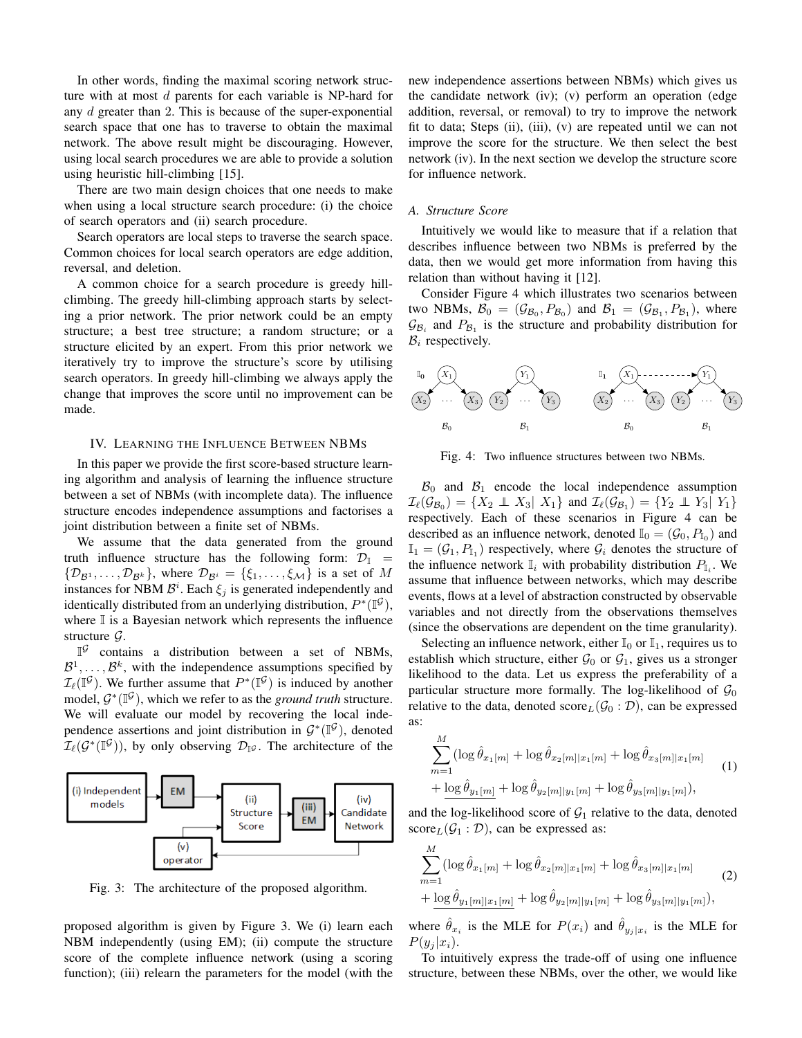In other words, finding the maximal scoring network structure with at most $d$ parents for each variable is NP-hard for any $d$ greater than 2. This is because of the super-exponential search space that one has to traverse to obtain the maximal network. The above result might be discouraging. However, using local search procedures we are able to provide a solution using heuristic hill-climbing [15].

There are two main design choices that one needs to make when using a local structure search procedure: (i) the choice of search operators and (ii) search procedure.

Search operators are local steps to traverse the search space. Common choices for local search operators are edge addition, reversal, and deletion.

A common choice for a search procedure is greedy hill-climbing. The greedy hill-climbing approach starts by selecting a prior network. The prior network could be an empty structure; a best tree structure; a random structure; or a structure elicited by an expert. From this prior network we iteratively try to improve the structure's score by utilising search operators. In greedy hill-climbing we always apply the change that improves the score until no improvement can be made.

## IV. Learning the Influence Between NBMs

In this paper we provide the first score-based structure learning algorithm and analysis of learning the influence structure between a set of NBMs (with incomplete data). The influence structure encodes independence assumptions and factorises a joint distribution between a finite set of NBMs.

We assume that the data generated from the ground truth influence structure has the following form: $\mathcal{D}_{\mathbb{I}} = \{\mathcal{D}_{\mathcal{B}^1}, \ldots, \mathcal{D}_{\mathcal{B}^k}\}$, where $\mathcal{D}_{\mathcal{B}^i} = \{\xi_1, \ldots, \xi_{\mathcal{M}}\}$ is a set of $M$ instances for NBM $\mathcal{B}^i$. Each $\xi_j$ is generated independently and identically distributed from an underlying distribution, $P^*(\mathbb{I}^{\mathcal{G}})$, where $\mathbb{I}$ is a Bayesian network which represents the influence structure $\mathcal{G}$.

$\mathbb{I}^{\mathcal{G}}$ contains a distribution between a set of NBMs, $\mathcal{B}^1, \ldots, \mathcal{B}^k$, with the independence assumptions specified by $\mathcal{I}_\ell(\mathbb{I}^{\mathcal{G}})$. We further assume that $P^*(\mathbb{I}^{\mathcal{G}})$ is induced by another model, $\mathcal{G}^*(\mathbb{I}^{\mathcal{G}})$, which we refer to as the *ground truth* structure. We will evaluate our model by recovering the local independence assertions and joint distribution in $\mathcal{G}^*(\mathbb{I}^{\mathcal{G}})$, denoted $\mathcal{I}_\ell(\mathcal{G}^*(\mathbb{I}^{\mathcal{G}}))$, by only observing $\mathcal{D}_{\mathbb{I}^{\mathcal{G}}}$. The architecture of the proposed algorithm is given by Figure 3. We (i) learn each NBM independently (using EM); (ii) compute the structure score of the complete influence network (using a scoring function); (iii) relearn the parameters for the model (with the new independence assertions between NBMs) which gives us the candidate network (iv); (v) perform an operation (edge addition, reversal, or removal) to try to improve the network fit to data; Steps (ii), (iii), (v) are repeated until we can not improve the score for the structure. We then select the best network (iv). In the next section we develop the structure score for influence network.

Fig. 3: The architecture of the proposed algorithm.

### A. Structure Score

Intuitively we would like to measure that if a relation that describes influence between two NBMs is preferred by the data, then we would get more information from having this relation than without having it [12].

Consider Figure 4 which illustrates two scenarios between two NBMs, $\mathcal{B}_0 = (\mathcal{G}_{\mathcal{B}_0}, P_{\mathcal{B}_0})$ and $\mathcal{B}_1 = (\mathcal{G}_{\mathcal{B}_1}, P_{\mathcal{B}_1})$, where $\mathcal{G}_{\mathcal{B}_i}$ and $P_{\mathcal{B}_1}$ is the structure and probability distribution for $\mathcal{B}_i$ respectively.

Fig. 4: Two influence structures between two NBMs.

$\mathcal{B}_0$ and $\mathcal{B}_1$ encode the local independence assumption $\mathcal{I}_\ell(\mathcal{G}_{\mathcal{B}_0}) = \{X_2 \perp\!\!\!\perp X_3 | \; X_1\}$ and $\mathcal{I}_\ell(\mathcal{G}_{\mathcal{B}_1}) = \{Y_2 \perp\!\!\!\perp Y_3 | \; Y_1\}$ respectively. Each of these scenarios in Figure 4 can be described as an influence network, denoted $\mathbb{I}_0 = (\mathcal{G}_0, P_{\mathbb{I}_0})$ and $\mathbb{I}_1 = (\mathcal{G}_1, P_{\mathbb{I}_1})$ respectively, where $\mathcal{G}_i$ denotes the structure of the influence network $\mathbb{I}_i$ with probability distribution $P_{\mathbb{I}_i}$. We assume that influence between networks, which may describe events, flows at a level of abstraction constructed by observable variables and not directly from the observations themselves (since the observations are dependent on the time granularity).

Selecting an influence network, either $\mathbb{I}_0$ or $\mathbb{I}_1$, requires us to establish which structure, either $\mathcal{G}_0$ or $\mathcal{G}_1$, gives us a stronger likelihood to the data. Let us express the preferability of a particular structure more formally. The log-likelihood of $\mathcal{G}_0$ relative to the data, denoted $\text{score}_L(\mathcal{G}_0 : \mathcal{D})$, can be expressed as:

$$
\sum_{m=1}^{M} (\log \hat{\theta}_{x_1[m]} + \log \hat{\theta}_{x_2[m]|x_1[m]} + \log \hat{\theta}_{x_3[m]|x_1[m]} + \underline{\log \hat{\theta}_{y_1[m]}} + \log \hat{\theta}_{y_2[m]|y_1[m]} + \log \hat{\theta}_{y_3[m]|y_1[m]}), \tag{1}
$$

and the log-likelihood score of $\mathcal{G}_1$ relative to the data, denoted $\text{score}_L(\mathcal{G}_1 : \mathcal{D})$, can be expressed as:

$$
\sum_{m=1}^{M} (\log \hat{\theta}_{x_1[m]} + \log \hat{\theta}_{x_2[m]|x_1[m]} + \log \hat{\theta}_{x_3[m]|x_1[m]} + \underline{\log \hat{\theta}_{y_1[m]|x_1[m]}} + \log \hat{\theta}_{y_2[m]|y_1[m]} + \log \hat{\theta}_{y_3[m]|y_1[m]}), \tag{2}
$$

where $\hat{\theta}_{x_i}$ is the MLE for $P(x_i)$ and $\hat{\theta}_{y_j|x_i}$ is the MLE for $P(y_j|x_i)$.

To intuitively express the trade-off of using one influence structure, between these NBMs, over the other, we would like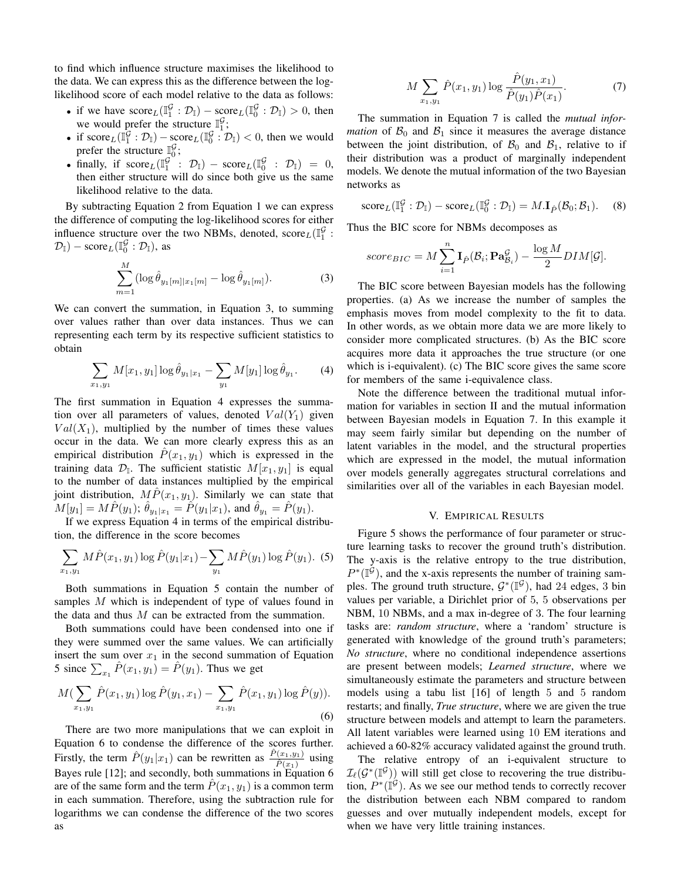to find which influence structure maximises the likelihood to the data. We can express this as the difference between the log-likelihood score of each model relative to the data as follows:

- if we have $\text{score}_L(\mathbb{I}_1^{\mathcal{G}} : \mathcal{D}_{\mathbb{I}}) - \text{score}_L(\mathbb{I}_0^{\mathcal{G}} : \mathcal{D}_{\mathbb{I}}) > 0$, then we would prefer the structure $\mathbb{I}_1^{\mathcal{G}}$;
- if $\text{score}_L(\mathbb{I}_1^{\mathcal{G}} : \mathcal{D}_{\mathbb{I}}) - \text{score}_L(\mathbb{I}_0^{\mathcal{G}} : \mathcal{D}_{\mathbb{I}}) < 0$, then we would prefer the structure $\mathbb{I}_0^{\mathcal{G}}$;
- finally, if $\text{score}_L(\mathbb{I}_1^{\mathcal{G}} : \mathcal{D}_{\mathbb{I}}) - \text{score}_L(\mathbb{I}_0^{\mathcal{G}} : \mathcal{D}_{\mathbb{I}}) = 0$, then either structure will do since both give us the same likelihood relative to the data.

By subtracting Equation 2 from Equation 1 we can express the difference of computing the log-likelihood scores for either influence structure over the two NBMs, denoted, $\text{score}_L(\mathbb{I}_1^{\mathcal{G}} : \mathcal{D}_{\mathbb{I}}) - \text{score}_L(\mathbb{I}_0^{\mathcal{G}} : \mathcal{D}_{\mathbb{I}})$, as

$$\sum_{m=1}^{M} (\log \hat{\theta}_{y_1[m]|x_1[m]} - \log \hat{\theta}_{y_1[m]}). \tag{3}$$

We can convert the summation, in Equation 3, to summing over values rather than over data instances. Thus we can representing each term by its respective sufficient statistics to obtain

$$\sum_{x_1,y_1} M[x_1, y_1] \log \hat{\theta}_{y_1|x_1} - \sum_{y_1} M[y_1] \log \hat{\theta}_{y_1}. \tag{4}$$

The first summation in Equation 4 expresses the summation over all parameters of values, denoted $Val(Y_1)$ given $Val(X_1)$, multiplied by the number of times these values occur in the data. We can more clearly express this as an empirical distribution $\hat{P}(x_1, y_1)$ which is expressed in the training data $\mathcal{D}_{\mathbb{I}}$. The sufficient statistic $M[x_1, y_1]$ is equal to the number of data instances multiplied by the empirical joint distribution, $M\hat{P}(x_1, y_1)$. Similarly we can state that $M[y_1] = M\hat{P}(y_1)$; $\hat{\theta}_{y_1|x_1} = \hat{P}(y_1|x_1)$, and $\hat{\theta}_{y_1} = \hat{P}(y_1)$.

If we express Equation 4 in terms of the empirical distribution, the difference in the score becomes

$$\sum_{x_1,y_1} M\hat{P}(x_1, y_1) \log \hat{P}(y_1|x_1) - \sum_{y_1} M\hat{P}(y_1) \log \hat{P}(y_1). \tag{5}$$

Both summations in Equation 5 contain the number of samples $M$ which is independent of type of values found in the data and thus $M$ can be extracted from the summation.

Both summations could have been condensed into one if they were summed over the same values. We can artificially insert the sum over $x_1$ in the second summation of Equation 5 since $\sum_{x_1} \hat{P}(x_1, y_1) = \hat{P}(y_1)$. Thus we get

$$M(\sum_{x_1,y_1} \hat{P}(x_1, y_1) \log \hat{P}(y_1, x_1) - \sum_{x_1,y_1} \hat{P}(x_1, y_1) \log \hat{P}(y)). \tag{6}$$

There are two more manipulations that we can exploit in Equation 6 to condense the difference of the scores further. Firstly, the term $\hat{P}(y_1|x_1)$ can be rewritten as $\frac{\hat{P}(x_1,y_1)}{\hat{P}(x_1)}$ using Bayes rule [12]; and secondly, both summations in Equation 6 are of the same form and the term $\hat{P}(x_1, y_1)$ is a common term in each summation. Therefore, using the subtraction rule for logarithms we can condense the difference of the two scores as

$$M \sum_{x_1,y_1} \hat{P}(x_1, y_1) \log \frac{\hat{P}(y_1, x_1)}{\hat{P}(y_1)\hat{P}(x_1)}. \tag{7}$$

The summation in Equation 7 is called the *mutual information* of $\mathcal{B}_0$ and $\mathcal{B}_1$ since it measures the average distance between the joint distribution, of $\mathcal{B}_0$ and $\mathcal{B}_1$, relative to if their distribution was a product of marginally independent models. We denote the mutual information of the two Bayesian networks as

$$\text{score}_L(\mathbb{I}_1^{\mathcal{G}} : \mathcal{D}_{\mathbb{I}}) - \text{score}_L(\mathbb{I}_0^{\mathcal{G}} : \mathcal{D}_{\mathbb{I}}) = M.\mathbf{I}_{\hat{P}}(\mathcal{B}_0; \mathcal{B}_1). \tag{8}$$

Thus the BIC score for NBMs decomposes as

$$score_{BIC} = M \sum_{i=1}^{n} \mathbf{I}_{\hat{P}}(\mathcal{B}_i; \mathbf{Pa}_{\mathcal{B}_i}^{\mathcal{G}}) - \frac{\log M}{2} DIM[\mathcal{G}].$$

The BIC score between Bayesian models has the following properties. (a) As we increase the number of samples the emphasis moves from model complexity to the fit to data. In other words, as we obtain more data we are more likely to consider more complicated structures. (b) As the BIC score acquires more data it approaches the true structure (or one which is i-equivalent). (c) The BIC score gives the same score for members of the same i-equivalence class.

Note the difference between the traditional mutual information for variables in section II and the mutual information between Bayesian models in Equation 7. In this example it may seem fairly similar but depending on the number of latent variables in the model, and the structural properties which are expressed in the model, the mutual information over models generally aggregates structural correlations and similarities over all of the variables in each Bayesian model.

## V. Empirical Results

Figure 5 shows the performance of four parameter or structure learning tasks to recover the ground truth's distribution. The y-axis is the relative entropy to the true distribution, $P^*(\mathbb{I}^{\mathcal{G}})$, and the x-axis represents the number of training samples. The ground truth structure, $\mathcal{G}^*(\mathbb{I}^{\mathcal{G}})$, had 24 edges, 3 bin values per variable, a Dirichlet prior of 5, 5 observations per NBM, 10 NBMs, and a max in-degree of 3. The four learning tasks are: *random structure*, where a 'random' structure is generated with knowledge of the ground truth's parameters; *No structure*, where no conditional independence assertions are present between models; *Learned structure*, where we simultaneously estimate the parameters and structure between models using a tabu list [16] of length 5 and 5 random restarts; and finally, *True structure*, where we are given the true structure between models and attempt to learn the parameters. All latent variables were learned using 10 EM iterations and achieved a 60-82% accuracy validated against the ground truth.

The relative entropy of an i-equivalent structure to $\mathcal{I}_{\ell}(\mathcal{G}^*(\mathbb{I}^{\mathcal{G}}))$ will still get close to recovering the true distribution, $P^*(\mathbb{I}^{\mathcal{G}})$. As we see our method tends to correctly recover the distribution between each NBM compared to random guesses and over mutually independent models, except for when we have very little training instances.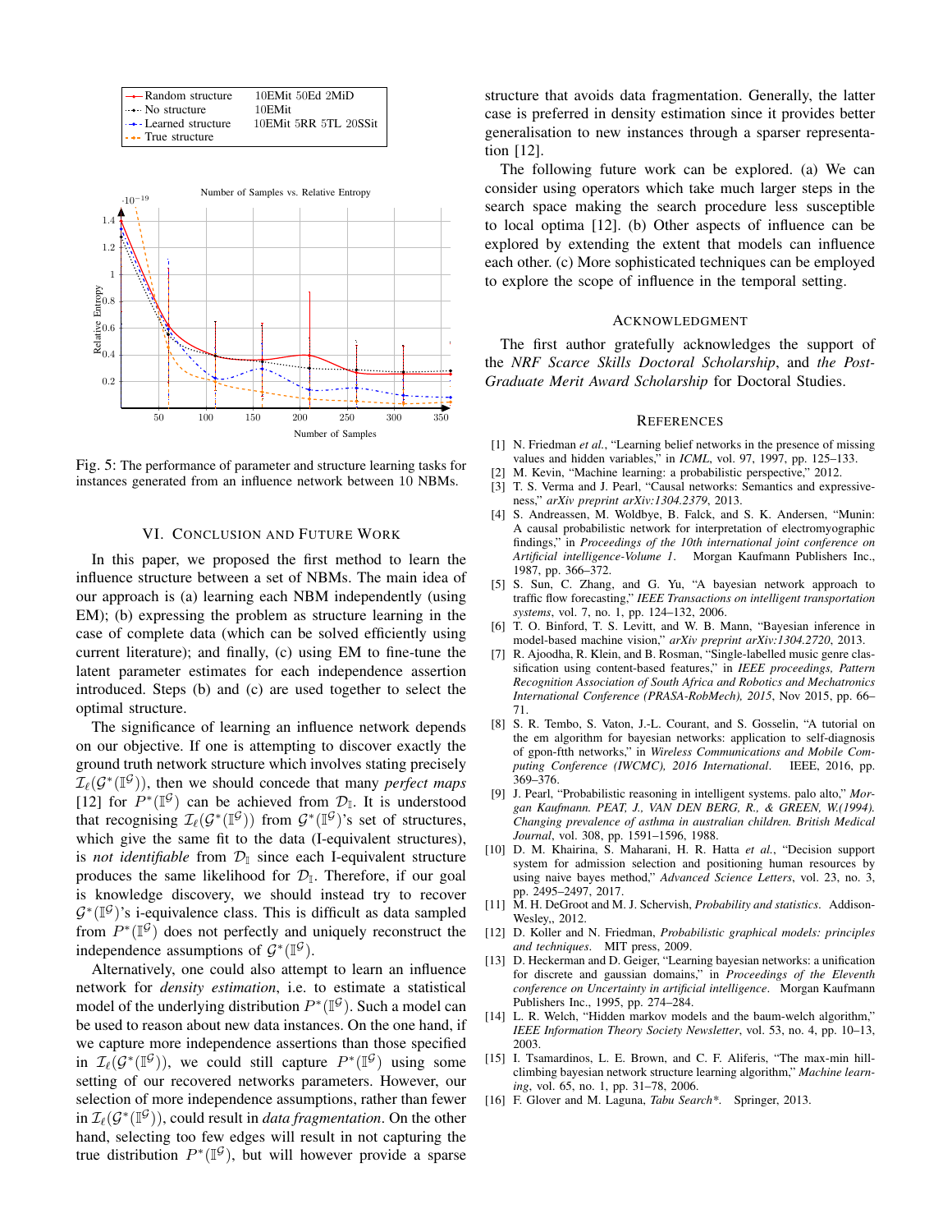Random structure 10EMit 50Ed 2MiD
No structure 10EMit
Learned structure 10EMit 5RR 5TL 20SSit
True structure

Number of Samples vs. Relative Entropy

$\cdot 10^{-19}$

Relative Entropy

Number of Samples

Fig. 5: The performance of parameter and structure learning tasks for instances generated from an influence network between 10 NBMs.

## VI. Conclusion and Future Work

In this paper, we proposed the first method to learn the influence structure between a set of NBMs. The main idea of our approach is (a) learning each NBM independently (using EM); (b) expressing the problem as structure learning in the case of complete data (which can be solved efficiently using current literature); and finally, (c) using EM to fine-tune the latent parameter estimates for each independence assertion introduced. Steps (b) and (c) are used together to select the optimal structure.

The significance of learning an influence network depends on our objective. If one is attempting to discover exactly the ground truth network structure which involves stating precisely $\mathcal{I}_\ell(\mathcal{G}^*(\mathbb{I}^\mathcal{G}))$, then we should concede that many *perfect maps* [12] for $P^*(\mathbb{I}^\mathcal{G})$ can be achieved from $\mathcal{D}_\mathbb{I}$. It is understood that recognising $\mathcal{I}_\ell(\mathcal{G}^*(\mathbb{I}^\mathcal{G}))$ from $\mathcal{G}^*(\mathbb{I}^\mathcal{G})$'s set of structures, which give the same fit to the data (I-equivalent structures), is *not identifiable* from $\mathcal{D}_\mathbb{I}$ since each I-equivalent structure produces the same likelihood for $\mathcal{D}_\mathbb{I}$. Therefore, if our goal is knowledge discovery, we should instead try to recover $\mathcal{G}^*(\mathbb{I}^\mathcal{G})$'s i-equivalence class. This is difficult as data sampled from $P^*(\mathbb{I}^\mathcal{G})$ does not perfectly and uniquely reconstruct the independence assumptions of $\mathcal{G}^*(\mathbb{I}^\mathcal{G})$.

Alternatively, one could also attempt to learn an influence network for *density estimation*, i.e. to estimate a statistical model of the underlying distribution $P^*(\mathbb{I}^\mathcal{G})$. Such a model can be used to reason about new data instances. On the one hand, if we capture more independence assertions than those specified in $\mathcal{I}_\ell(\mathcal{G}^*(\mathbb{I}^\mathcal{G}))$, we could still capture $P^*(\mathbb{I}^\mathcal{G})$ using some setting of our recovered networks parameters. However, our selection of more independence assumptions, rather than fewer in $\mathcal{I}_\ell(\mathcal{G}^*(\mathbb{I}^\mathcal{G}))$, could result in *data fragmentation*. On the other hand, selecting too few edges will result in not capturing the true distribution $P^*(\mathbb{I}^\mathcal{G})$, but will however provide a sparse structure that avoids data fragmentation. Generally, the latter case is preferred in density estimation since it provides better generalisation to new instances through a sparser representation [12].

The following future work can be explored. (a) We can consider using operators which take much larger steps in the search space making the search procedure less susceptible to local optima [12]. (b) Other aspects of influence can be explored by extending the extent that models can influence each other. (c) More sophisticated techniques can be employed to explore the scope of influence in the temporal setting.

## Acknowledgment

The first author gratefully acknowledges the support of the *NRF Scarce Skills Doctoral Scholarship*, and *the Post-Graduate Merit Award Scholarship* for Doctoral Studies.

## References

[1] N. Friedman *et al.*, "Learning belief networks in the presence of missing values and hidden variables," in *ICML*, vol. 97, 1997, pp. 125–133.

[2] M. Kevin, "Machine learning: a probabilistic perspective," 2012.

[3] T. S. Verma and J. Pearl, "Causal networks: Semantics and expressiveness," *arXiv preprint arXiv:1304.2379*, 2013.

[4] S. Andreassen, M. Woldbye, B. Falck, and S. K. Andersen, "Munin: A causal probabilistic network for interpretation of electromyographic findings," in *Proceedings of the 10th international joint conference on Artificial intelligence-Volume 1*. Morgan Kaufmann Publishers Inc., 1987, pp. 366–372.

[5] S. Sun, C. Zhang, and G. Yu, "A bayesian network approach to traffic flow forecasting," *IEEE Transactions on intelligent transportation systems*, vol. 7, no. 1, pp. 124–132, 2006.

[6] T. O. Binford, T. S. Levitt, and W. B. Mann, "Bayesian inference in model-based machine vision," *arXiv preprint arXiv:1304.2720*, 2013.

[7] R. Ajoodha, R. Klein, and B. Rosman, "Single-labelled music genre classification using content-based features," in *IEEE proceedings, Pattern Recognition Association of South Africa and Robotics and Mechatronics International Conference (PRASA-RobMech), 2015*, Nov 2015, pp. 66–71.

[8] S. R. Tembo, S. Vaton, J.-L. Courant, and S. Gosselin, "A tutorial on the em algorithm for bayesian networks: application to self-diagnosis of gpon-ftth networks," in *Wireless Communications and Mobile Computing Conference (IWCMC), 2016 International*. IEEE, 2016, pp. 369–376.

[9] J. Pearl, "Probabilistic reasoning in intelligent systems. palo alto," *Morgan Kaufmann. PEAT, J., VAN DEN BERG, R., & GREEN, W.(1994). Changing prevalence of asthma in australian children. British Medical Journal*, vol. 308, pp. 1591–1596, 1988.

[10] D. M. Khairina, S. Maharani, H. R. Hatta *et al.*, "Decision support system for admission selection and positioning human resources by using naive bayes method," *Advanced Science Letters*, vol. 23, no. 3, pp. 2495–2497, 2017.

[11] M. H. DeGroot and M. J. Schervish, *Probability and statistics*. Addison-Wesley,, 2012.

[12] D. Koller and N. Friedman, *Probabilistic graphical models: principles and techniques*. MIT press, 2009.

[13] D. Heckerman and D. Geiger, "Learning bayesian networks: a unification for discrete and gaussian domains," in *Proceedings of the Eleventh conference on Uncertainty in artificial intelligence*. Morgan Kaufmann Publishers Inc., 1995, pp. 274–284.

[14] L. R. Welch, "Hidden markov models and the baum-welch algorithm," *IEEE Information Theory Society Newsletter*, vol. 53, no. 4, pp. 10–13, 2003.

[15] I. Tsamardinos, L. E. Brown, and C. F. Aliferis, "The max-min hill-climbing bayesian network structure learning algorithm," *Machine learning*, vol. 65, no. 1, pp. 31–78, 2006.

[16] F. Glover and M. Laguna, *Tabu Search\**. Springer, 2013.